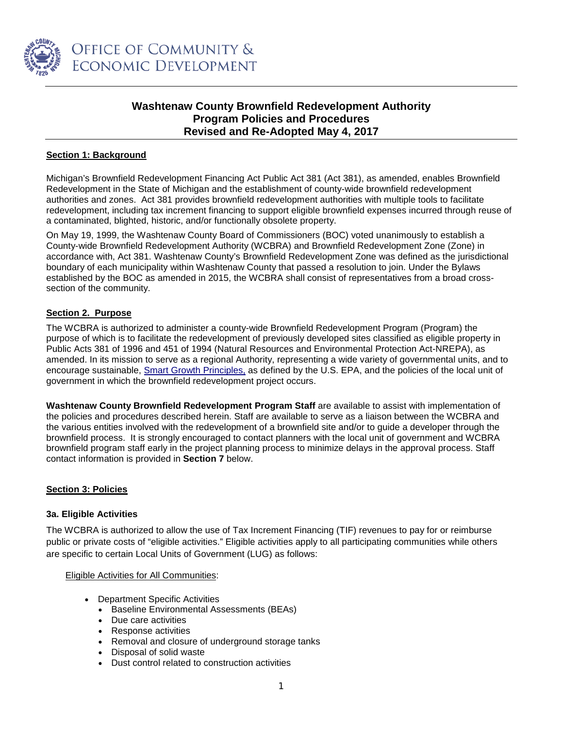OFFICE OF COMMUNITY & ECONOMIC DEVELOPMENT

# Washtenaw County Brownfield Redevelopment Authority
# Program Policies and Procedures
# Revised and Re-Adopted May 4, 2017

## Section 1: Background

Michigan's Brownfield Redevelopment Financing Act Public Act 381 (Act 381), as amended, enables Brownfield Redevelopment in the State of Michigan and the establishment of county-wide brownfield redevelopment authorities and zones. Act 381 provides brownfield redevelopment authorities with multiple tools to facilitate redevelopment, including tax increment financing to support eligible brownfield expenses incurred through reuse of a contaminated, blighted, historic, and/or functionally obsolete property.

On May 19, 1999, the Washtenaw County Board of Commissioners (BOC) voted unanimously to establish a County-wide Brownfield Redevelopment Authority (WCBRA) and Brownfield Redevelopment Zone (Zone) in accordance with, Act 381. Washtenaw County's Brownfield Redevelopment Zone was defined as the jurisdictional boundary of each municipality within Washtenaw County that passed a resolution to join. Under the Bylaws established by the BOC as amended in 2015, the WCBRA shall consist of representatives from a broad cross-section of the community.

## Section 2. Purpose

The WCBRA is authorized to administer a county-wide Brownfield Redevelopment Program (Program) the purpose of which is to facilitate the redevelopment of previously developed sites classified as eligible property in Public Acts 381 of 1996 and 451 of 1994 (Natural Resources and Environmental Protection Act-NREPA), as amended. In its mission to serve as a regional Authority, representing a wide variety of governmental units, and to encourage sustainable, Smart Growth Principles, as defined by the U.S. EPA, and the policies of the local unit of government in which the brownfield redevelopment project occurs.

**Washtenaw County Brownfield Redevelopment Program Staff** are available to assist with implementation of the policies and procedures described herein. Staff are available to serve as a liaison between the WCBRA and the various entities involved with the redevelopment of a brownfield site and/or to guide a developer through the brownfield process. It is strongly encouraged to contact planners with the local unit of government and WCBRA brownfield program staff early in the project planning process to minimize delays in the approval process. Staff contact information is provided in **Section 7** below.

## Section 3: Policies

### 3a. Eligible Activities

The WCBRA is authorized to allow the use of Tax Increment Financing (TIF) revenues to pay for or reimburse public or private costs of "eligible activities." Eligible activities apply to all participating communities while others are specific to certain Local Units of Government (LUG) as follows:

Eligible Activities for All Communities:

- Department Specific Activities
  - Baseline Environmental Assessments (BEAs)
  - Due care activities
  - Response activities
  - Removal and closure of underground storage tanks
  - Disposal of solid waste
  - Dust control related to construction activities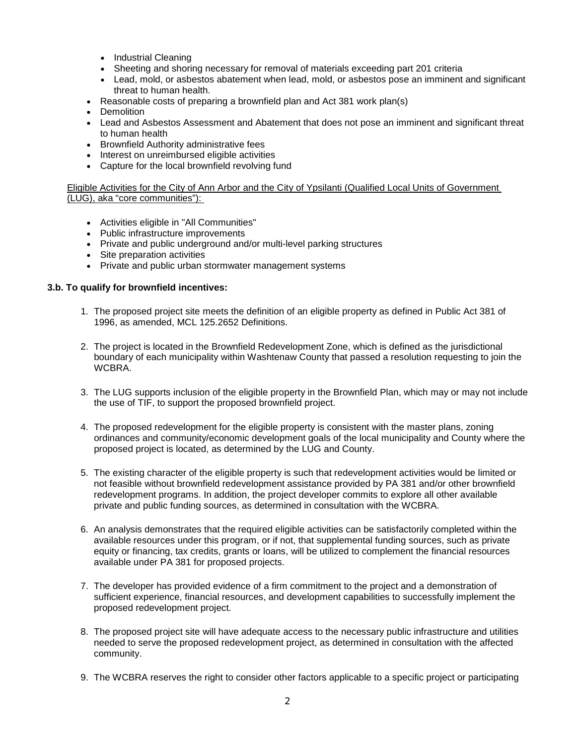- Industrial Cleaning
    - Sheeting and shoring necessary for removal of materials exceeding part 201 criteria
    - Lead, mold, or asbestos abatement when lead, mold, or asbestos pose an imminent and significant threat to human health.
- Reasonable costs of preparing a brownfield plan and Act 381 work plan(s)
- Demolition
- Lead and Asbestos Assessment and Abatement that does not pose an imminent and significant threat to human health
- Brownfield Authority administrative fees
- Interest on unreimbursed eligible activities
- Capture for the local brownfield revolving fund

Eligible Activities for the City of Ann Arbor and the City of Ypsilanti (Qualified Local Units of Government (LUG), aka "core communities"):

- Activities eligible in "All Communities"
- Public infrastructure improvements
- Private and public underground and/or multi-level parking structures
- Site preparation activities
- Private and public urban stormwater management systems

**3.b. To qualify for brownfield incentives:**

1. The proposed project site meets the definition of an eligible property as defined in Public Act 381 of 1996, as amended, MCL 125.2652 Definitions.

2. The project is located in the Brownfield Redevelopment Zone, which is defined as the jurisdictional boundary of each municipality within Washtenaw County that passed a resolution requesting to join the WCBRA.

3. The LUG supports inclusion of the eligible property in the Brownfield Plan, which may or may not include the use of TIF, to support the proposed brownfield project.

4. The proposed redevelopment for the eligible property is consistent with the master plans, zoning ordinances and community/economic development goals of the local municipality and County where the proposed project is located, as determined by the LUG and County.

5. The existing character of the eligible property is such that redevelopment activities would be limited or not feasible without brownfield redevelopment assistance provided by PA 381 and/or other brownfield redevelopment programs. In addition, the project developer commits to explore all other available private and public funding sources, as determined in consultation with the WCBRA.

6. An analysis demonstrates that the required eligible activities can be satisfactorily completed within the available resources under this program, or if not, that supplemental funding sources, such as private equity or financing, tax credits, grants or loans, will be utilized to complement the financial resources available under PA 381 for proposed projects.

7. The developer has provided evidence of a firm commitment to the project and a demonstration of sufficient experience, financial resources, and development capabilities to successfully implement the proposed redevelopment project.

8. The proposed project site will have adequate access to the necessary public infrastructure and utilities needed to serve the proposed redevelopment project, as determined in consultation with the affected community.

9. The WCBRA reserves the right to consider other factors applicable to a specific project or participating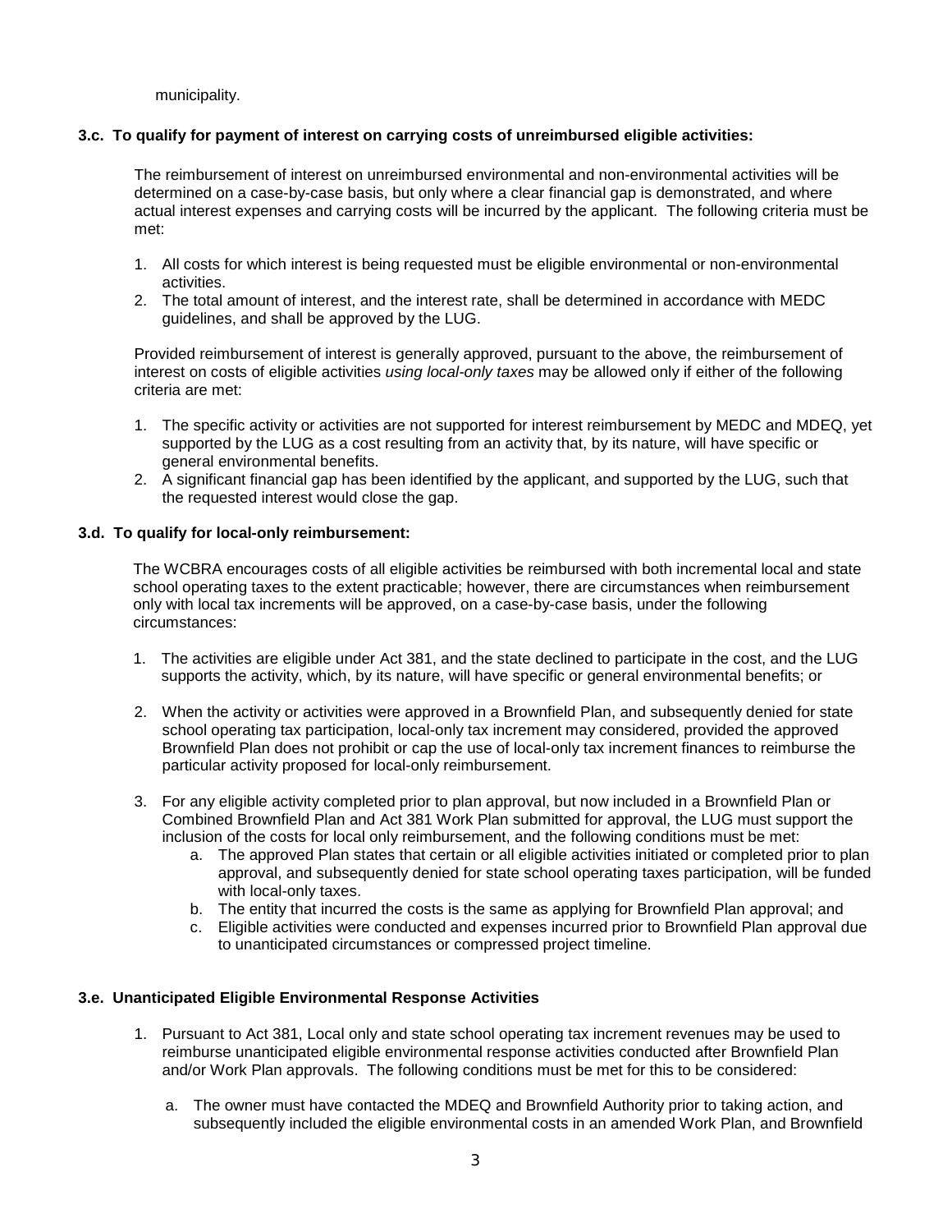municipality.

**3.c. To qualify for payment of interest on carrying costs of unreimbursed eligible activities:**

The reimbursement of interest on unreimbursed environmental and non-environmental activities will be determined on a case-by-case basis, but only where a clear financial gap is demonstrated, and where actual interest expenses and carrying costs will be incurred by the applicant. The following criteria must be met:

1. All costs for which interest is being requested must be eligible environmental or non-environmental activities.
2. The total amount of interest, and the interest rate, shall be determined in accordance with MEDC guidelines, and shall be approved by the LUG.

Provided reimbursement of interest is generally approved, pursuant to the above, the reimbursement of interest on costs of eligible activities *using local-only taxes* may be allowed only if either of the following criteria are met:

1. The specific activity or activities are not supported for interest reimbursement by MEDC and MDEQ, yet supported by the LUG as a cost resulting from an activity that, by its nature, will have specific or general environmental benefits.
2. A significant financial gap has been identified by the applicant, and supported by the LUG, such that the requested interest would close the gap.

**3.d. To qualify for local-only reimbursement:**

The WCBRA encourages costs of all eligible activities be reimbursed with both incremental local and state school operating taxes to the extent practicable; however, there are circumstances when reimbursement only with local tax increments will be approved, on a case-by-case basis, under the following circumstances:

1. The activities are eligible under Act 381, and the state declined to participate in the cost, and the LUG supports the activity, which, by its nature, will have specific or general environmental benefits; or

2. When the activity or activities were approved in a Brownfield Plan, and subsequently denied for state school operating tax participation, local-only tax increment may considered, provided the approved Brownfield Plan does not prohibit or cap the use of local-only tax increment finances to reimburse the particular activity proposed for local-only reimbursement.

3. For any eligible activity completed prior to plan approval, but now included in a Brownfield Plan or Combined Brownfield Plan and Act 381 Work Plan submitted for approval, the LUG must support the inclusion of the costs for local only reimbursement, and the following conditions must be met:
   a. The approved Plan states that certain or all eligible activities initiated or completed prior to plan approval, and subsequently denied for state school operating taxes participation, will be funded with local-only taxes.
   b. The entity that incurred the costs is the same as applying for Brownfield Plan approval; and
   c. Eligible activities were conducted and expenses incurred prior to Brownfield Plan approval due to unanticipated circumstances or compressed project timeline.

**3.e. Unanticipated Eligible Environmental Response Activities**

1. Pursuant to Act 381, Local only and state school operating tax increment revenues may be used to reimburse unanticipated eligible environmental response activities conducted after Brownfield Plan and/or Work Plan approvals. The following conditions must be met for this to be considered:

   a. The owner must have contacted the MDEQ and Brownfield Authority prior to taking action, and subsequently included the eligible environmental costs in an amended Work Plan, and Brownfield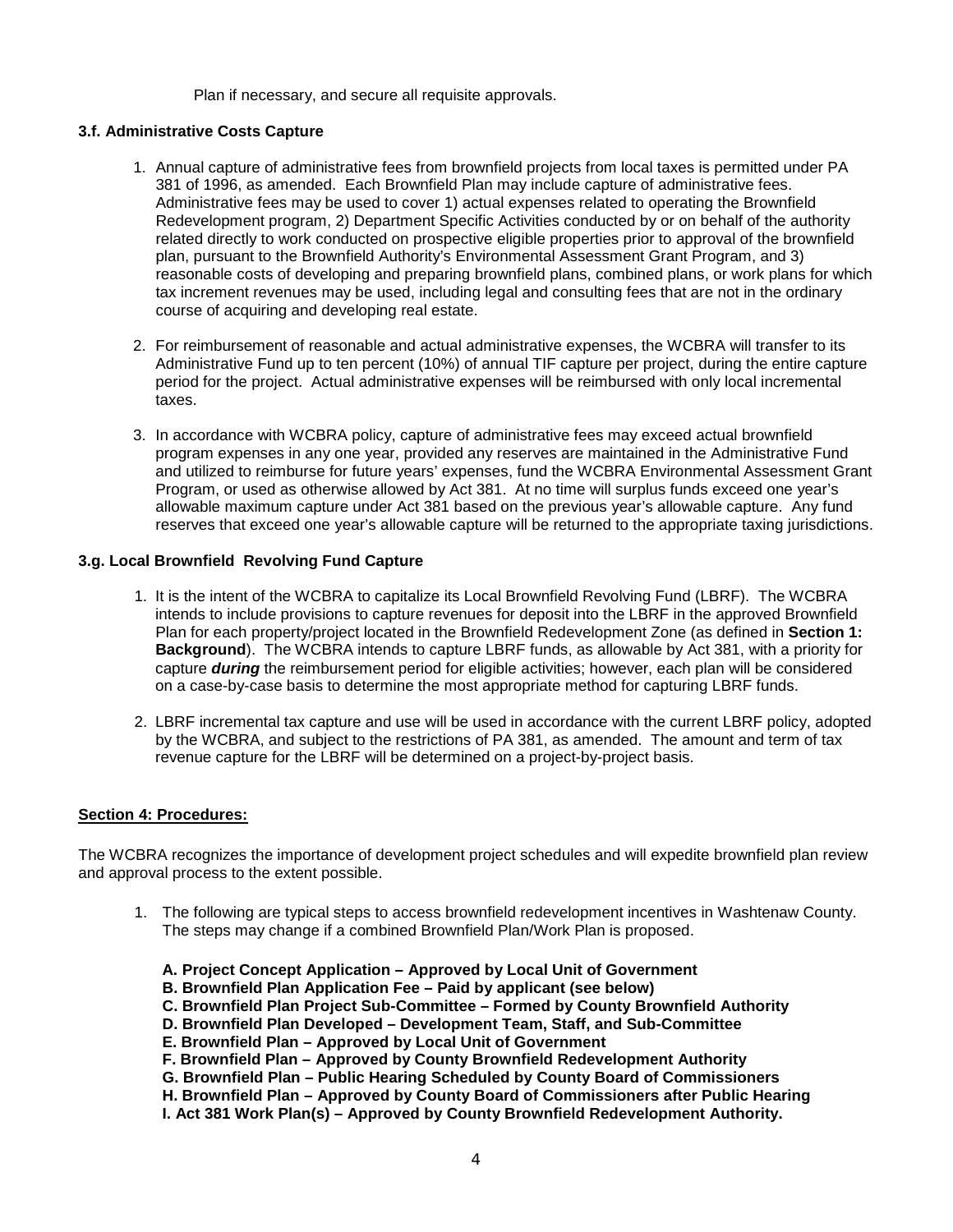Plan if necessary, and secure all requisite approvals.

### 3.f. Administrative Costs Capture

1. Annual capture of administrative fees from brownfield projects from local taxes is permitted under PA 381 of 1996, as amended. Each Brownfield Plan may include capture of administrative fees. Administrative fees may be used to cover 1) actual expenses related to operating the Brownfield Redevelopment program, 2) Department Specific Activities conducted by or on behalf of the authority related directly to work conducted on prospective eligible properties prior to approval of the brownfield plan, pursuant to the Brownfield Authority's Environmental Assessment Grant Program, and 3) reasonable costs of developing and preparing brownfield plans, combined plans, or work plans for which tax increment revenues may be used, including legal and consulting fees that are not in the ordinary course of acquiring and developing real estate.

2. For reimbursement of reasonable and actual administrative expenses, the WCBRA will transfer to its Administrative Fund up to ten percent (10%) of annual TIF capture per project, during the entire capture period for the project. Actual administrative expenses will be reimbursed with only local incremental taxes.

3. In accordance with WCBRA policy, capture of administrative fees may exceed actual brownfield program expenses in any one year, provided any reserves are maintained in the Administrative Fund and utilized to reimburse for future years' expenses, fund the WCBRA Environmental Assessment Grant Program, or used as otherwise allowed by Act 381. At no time will surplus funds exceed one year's allowable maximum capture under Act 381 based on the previous year's allowable capture. Any fund reserves that exceed one year's allowable capture will be returned to the appropriate taxing jurisdictions.

### 3.g. Local Brownfield Revolving Fund Capture

1. It is the intent of the WCBRA to capitalize its Local Brownfield Revolving Fund (LBRF). The WCBRA intends to include provisions to capture revenues for deposit into the LBRF in the approved Brownfield Plan for each property/project located in the Brownfield Redevelopment Zone (as defined in **Section 1: Background**). The WCBRA intends to capture LBRF funds, as allowable by Act 381, with a priority for capture ***during*** the reimbursement period for eligible activities; however, each plan will be considered on a case-by-case basis to determine the most appropriate method for capturing LBRF funds.

2. LBRF incremental tax capture and use will be used in accordance with the current LBRF policy, adopted by the WCBRA, and subject to the restrictions of PA 381, as amended. The amount and term of tax revenue capture for the LBRF will be determined on a project-by-project basis.

## Section 4: Procedures:

The WCBRA recognizes the importance of development project schedules and will expedite brownfield plan review and approval process to the extent possible.

1. The following are typical steps to access brownfield redevelopment incentives in Washtenaw County. The steps may change if a combined Brownfield Plan/Work Plan is proposed.

   **A. Project Concept Application – Approved by Local Unit of Government**
   **B. Brownfield Plan Application Fee – Paid by applicant (see below)**
   **C. Brownfield Plan Project Sub-Committee – Formed by County Brownfield Authority**
   **D. Brownfield Plan Developed – Development Team, Staff, and Sub-Committee**
   **E. Brownfield Plan – Approved by Local Unit of Government**
   **F. Brownfield Plan – Approved by County Brownfield Redevelopment Authority**
   **G. Brownfield Plan – Public Hearing Scheduled by County Board of Commissioners**
   **H. Brownfield Plan – Approved by County Board of Commissioners after Public Hearing**
   **I. Act 381 Work Plan(s) – Approved by County Brownfield Redevelopment Authority.**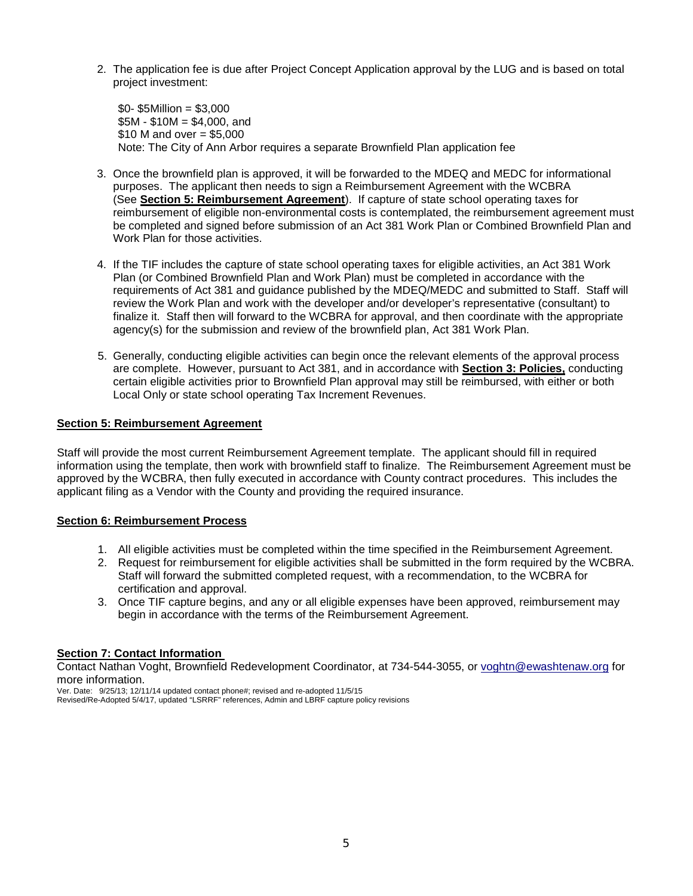2. The application fee is due after Project Concept Application approval by the LUG and is based on total project investment:

   $0- $5Million = $3,000
   $5M - $10M = $4,000, and
   $10 M and over = $5,000
   Note: The City of Ann Arbor requires a separate Brownfield Plan application fee

3. Once the brownfield plan is approved, it will be forwarded to the MDEQ and MEDC for informational purposes. The applicant then needs to sign a Reimbursement Agreement with the WCBRA (See **Section 5: Reimbursement Agreement**). If capture of state school operating taxes for reimbursement of eligible non-environmental costs is contemplated, the reimbursement agreement must be completed and signed before submission of an Act 381 Work Plan or Combined Brownfield Plan and Work Plan for those activities.

4. If the TIF includes the capture of state school operating taxes for eligible activities, an Act 381 Work Plan (or Combined Brownfield Plan and Work Plan) must be completed in accordance with the requirements of Act 381 and guidance published by the MDEQ/MEDC and submitted to Staff. Staff will review the Work Plan and work with the developer and/or developer's representative (consultant) to finalize it. Staff then will forward to the WCBRA for approval, and then coordinate with the appropriate agency(s) for the submission and review of the brownfield plan, Act 381 Work Plan.

5. Generally, conducting eligible activities can begin once the relevant elements of the approval process are complete. However, pursuant to Act 381, and in accordance with **Section 3: Policies,** conducting certain eligible activities prior to Brownfield Plan approval may still be reimbursed, with either or both Local Only or state school operating Tax Increment Revenues.

## Section 5: Reimbursement Agreement

Staff will provide the most current Reimbursement Agreement template. The applicant should fill in required information using the template, then work with brownfield staff to finalize. The Reimbursement Agreement must be approved by the WCBRA, then fully executed in accordance with County contract procedures. This includes the applicant filing as a Vendor with the County and providing the required insurance.

## Section 6: Reimbursement Process

1. All eligible activities must be completed within the time specified in the Reimbursement Agreement.
2. Request for reimbursement for eligible activities shall be submitted in the form required by the WCBRA. Staff will forward the submitted completed request, with a recommendation, to the WCBRA for certification and approval.
3. Once TIF capture begins, and any or all eligible expenses have been approved, reimbursement may begin in accordance with the terms of the Reimbursement Agreement.

## Section 7: Contact Information

Contact Nathan Voght, Brownfield Redevelopment Coordinator, at 734-544-3055, or voghtn@ewashtenaw.org for more information.

Ver. Date: 9/25/13; 12/11/14 updated contact phone#; revised and re-adopted 11/5/15
Revised/Re-Adopted 5/4/17, updated "LSRRF" references, Admin and LBRF capture policy revisions